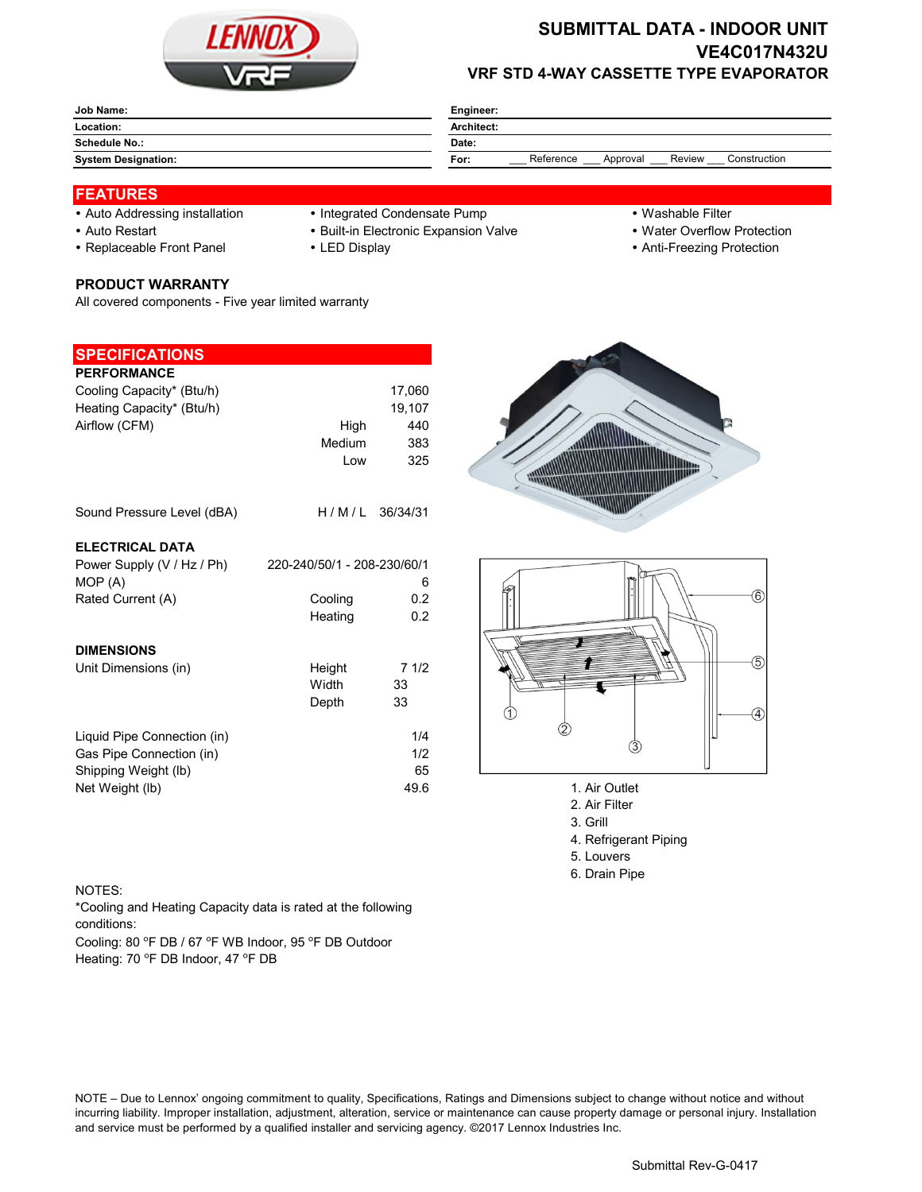# SUBMITTAL DATA - INDOOR UNIT

## VE4C017N432U

### VRF STD 4-WAY CASSETTE TYPE EVAPORATOR

| | | | |
|---|---|---|---|
| **Job Name:** | | **Engineer:** | |
| **Location:** | | **Architect:** | |
| **Schedule No.:** | | **Date:** | |
| **System Designation:** | | **For:** | ___ Reference ___ Approval ___ Review ___ Construction |

## FEATURES

- Auto Addressing installation
- Auto Restart
- Replaceable Front Panel
- Integrated Condensate Pump
- Built-in Electronic Expansion Valve
- LED Display
- Washable Filter
- Water Overflow Protection
- Anti-Freezing Protection

### PRODUCT WARRANTY

All covered components - Five year limited warranty

## SPECIFICATIONS

### PERFORMANCE

| | | |
|---|---|---|
| Cooling Capacity* (Btu/h) | | 17,060 |
| Heating Capacity* (Btu/h) | | 19,107 |
| Airflow (CFM) | High | 440 |
| | Medium | 383 |
| | Low | 325 |
| Sound Pressure Level (dBA) | H / M / L | 36/34/31 |

### ELECTRICAL DATA

| | | |
|---|---|---|
| Power Supply (V / Hz / Ph) | | 220-240/50/1 - 208-230/60/1 |
| MOP (A) | | 6 |
| Rated Current (A) | Cooling | 0.2 |
| | Heating | 0.2 |

### DIMENSIONS

| | | |
|---|---|---|
| Unit Dimensions (in) | Height | 7 1/2 |
| | Width | 33 |
| | Depth | 33 |
| Liquid Pipe Connection (in) | | 1/4 |
| Gas Pipe Connection (in) | | 1/2 |
| Shipping Weight (lb) | | 65 |
| Net Weight (lb) | | 49.6 |

1. Air Outlet
2. Air Filter
3. Grill
4. Refrigerant Piping
5. Louvers
6. Drain Pipe

NOTES:

*Cooling and Heating Capacity data is rated at the following conditions:

Cooling: 80 °F DB / 67 °F WB Indoor, 95 °F DB Outdoor

Heating: 70 °F DB Indoor, 47 °F DB

NOTE – Due to Lennox' ongoing commitment to quality, Specifications, Ratings and Dimensions subject to change without notice and without incurring liability. Improper installation, adjustment, alteration, service or maintenance can cause property damage or personal injury. Installation and service must be performed by a qualified installer and servicing agency. ©2017 Lennox Industries Inc.

Submittal Rev-G-0417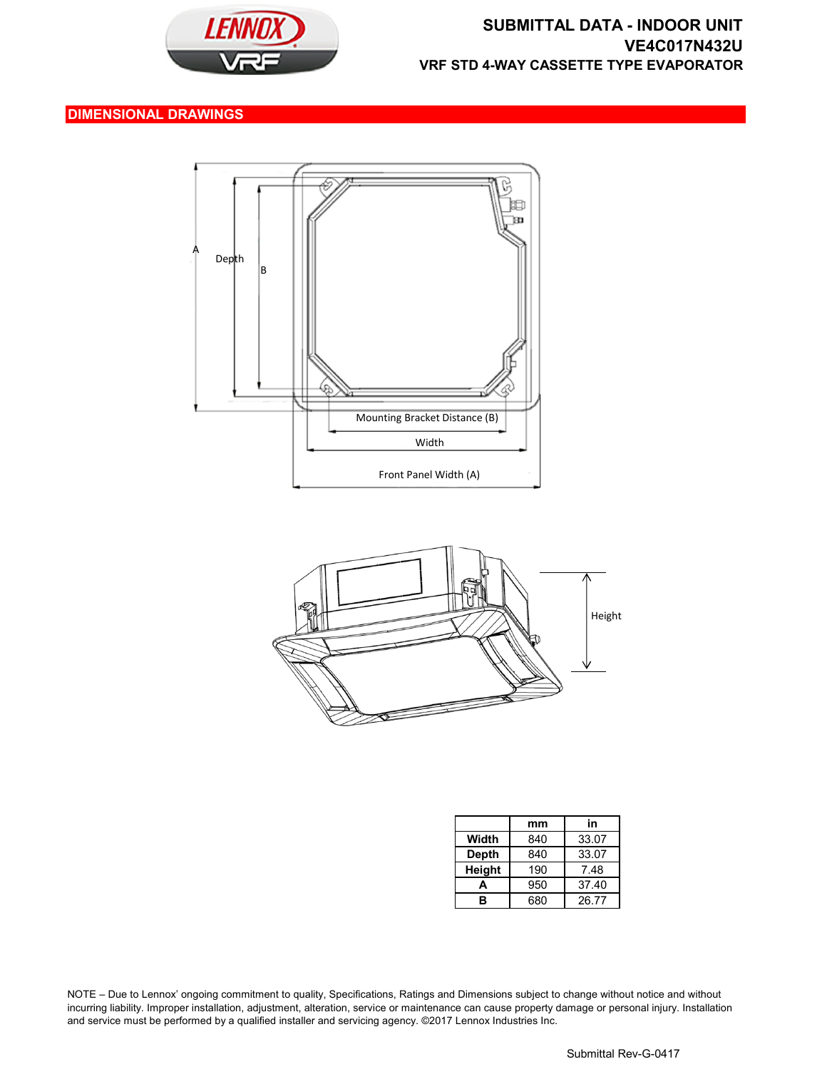# SUBMITTAL DATA - INDOOR UNIT

## VE4C017N432U

## VRF STD 4-WAY CASSETTE TYPE EVAPORATOR

## DIMENSIONAL DRAWINGS

A

Depth

B

Mounting Bracket Distance (B)

Width

Front Panel Width (A)

Height

| | mm | in |
|---|---|---|
| **Width** | 840 | 33.07 |
| **Depth** | 840 | 33.07 |
| **Height** | 190 | 7.48 |
| **A** | 950 | 37.40 |
| **B** | 680 | 26.77 |

NOTE – Due to Lennox' ongoing commitment to quality, Specifications, Ratings and Dimensions subject to change without notice and without incurring liability. Improper installation, adjustment, alteration, service or maintenance can cause property damage or personal injury. Installation and service must be performed by a qualified installer and servicing agency. ©2017 Lennox Industries Inc.

Submittal Rev-G-0417